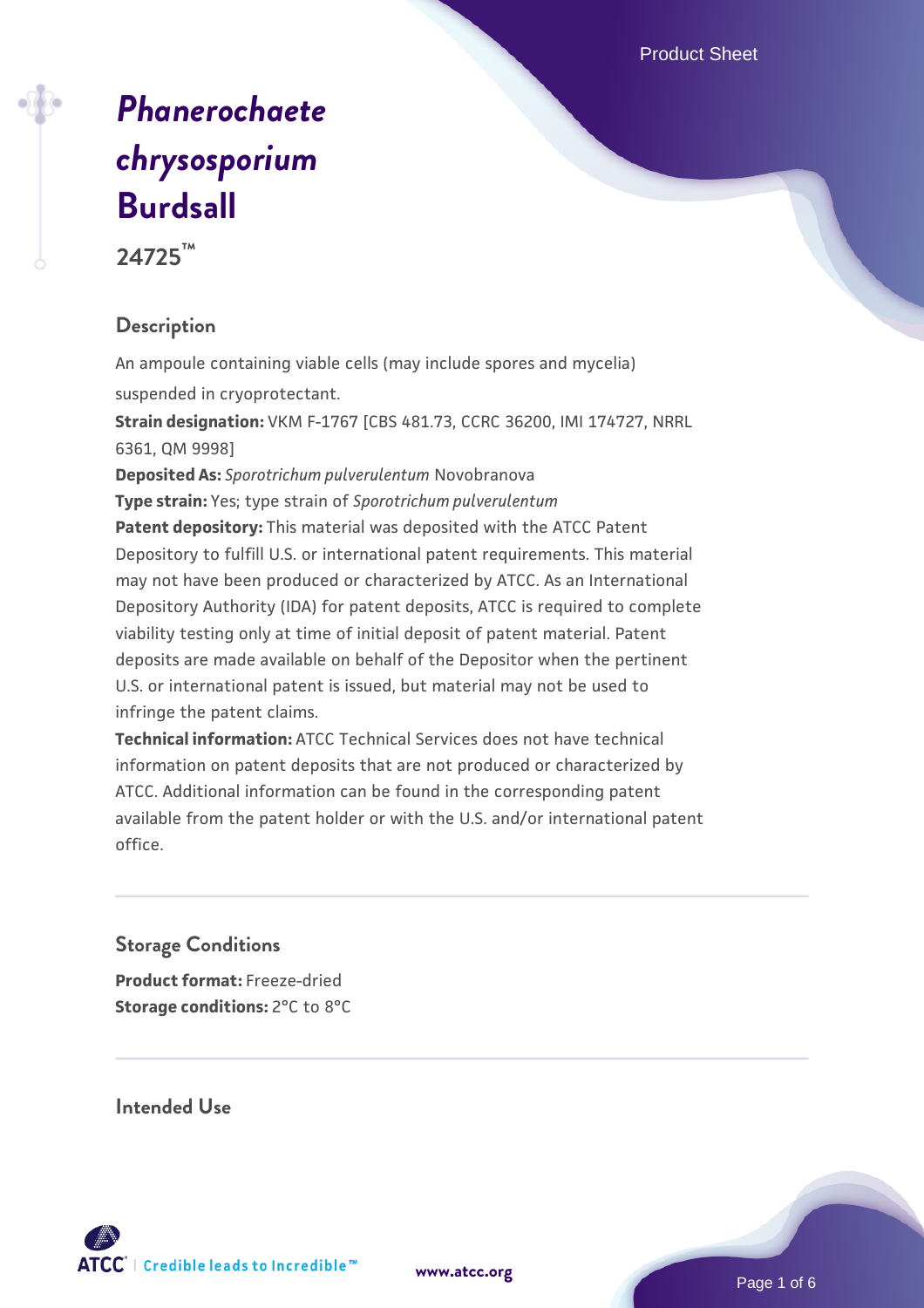# *Phanerochaete chrysosporium* Burdsall

**24725™**

## Description

An ampoule containing viable cells (may include spores and mycelia) suspended in cryoprotectant.

**Strain designation:** VKM F-1767 [CBS 481.73, CCRC 36200, IMI 174727, NRRL 6361, QM 9998]

**Deposited As:** *Sporotrichum pulverulentum* Novobranova

**Type strain:** Yes; type strain of *Sporotrichum pulverulentum*

**Patent depository:** This material was deposited with the ATCC Patent Depository to fulfill U.S. or international patent requirements. This material may not have been produced or characterized by ATCC. As an International Depository Authority (IDA) for patent deposits, ATCC is required to complete viability testing only at time of initial deposit of patent material. Patent deposits are made available on behalf of the Depositor when the pertinent U.S. or international patent is issued, but material may not be used to infringe the patent claims.

**Technical information:** ATCC Technical Services does not have technical information on patent deposits that are not produced or characterized by ATCC. Additional information can be found in the corresponding patent available from the patent holder or with the U.S. and/or international patent office.

## Storage Conditions

**Product format:** Freeze-dried

**Storage conditions:** 2°C to 8°C

## Intended Use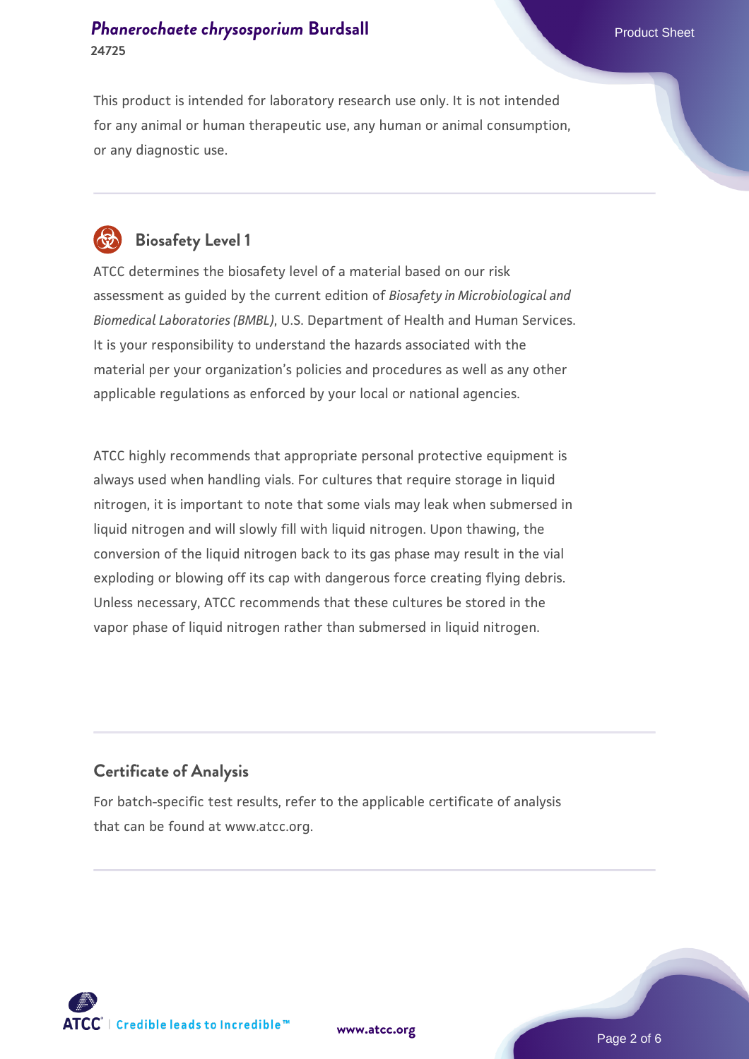This product is intended for laboratory research use only. It is not intended for any animal or human therapeutic use, any human or animal consumption, or any diagnostic use.

## Biosafety Level 1

ATCC determines the biosafety level of a material based on our risk assessment as guided by the current edition of *Biosafety in Microbiological and Biomedical Laboratories (BMBL)*, U.S. Department of Health and Human Services. It is your responsibility to understand the hazards associated with the material per your organization's policies and procedures as well as any other applicable regulations as enforced by your local or national agencies.

ATCC highly recommends that appropriate personal protective equipment is always used when handling vials. For cultures that require storage in liquid nitrogen, it is important to note that some vials may leak when submersed in liquid nitrogen and will slowly fill with liquid nitrogen. Upon thawing, the conversion of the liquid nitrogen back to its gas phase may result in the vial exploding or blowing off its cap with dangerous force creating flying debris. Unless necessary, ATCC recommends that these cultures be stored in the vapor phase of liquid nitrogen rather than submersed in liquid nitrogen.

## Certificate of Analysis

For batch-specific test results, refer to the applicable certificate of analysis that can be found at www.atcc.org.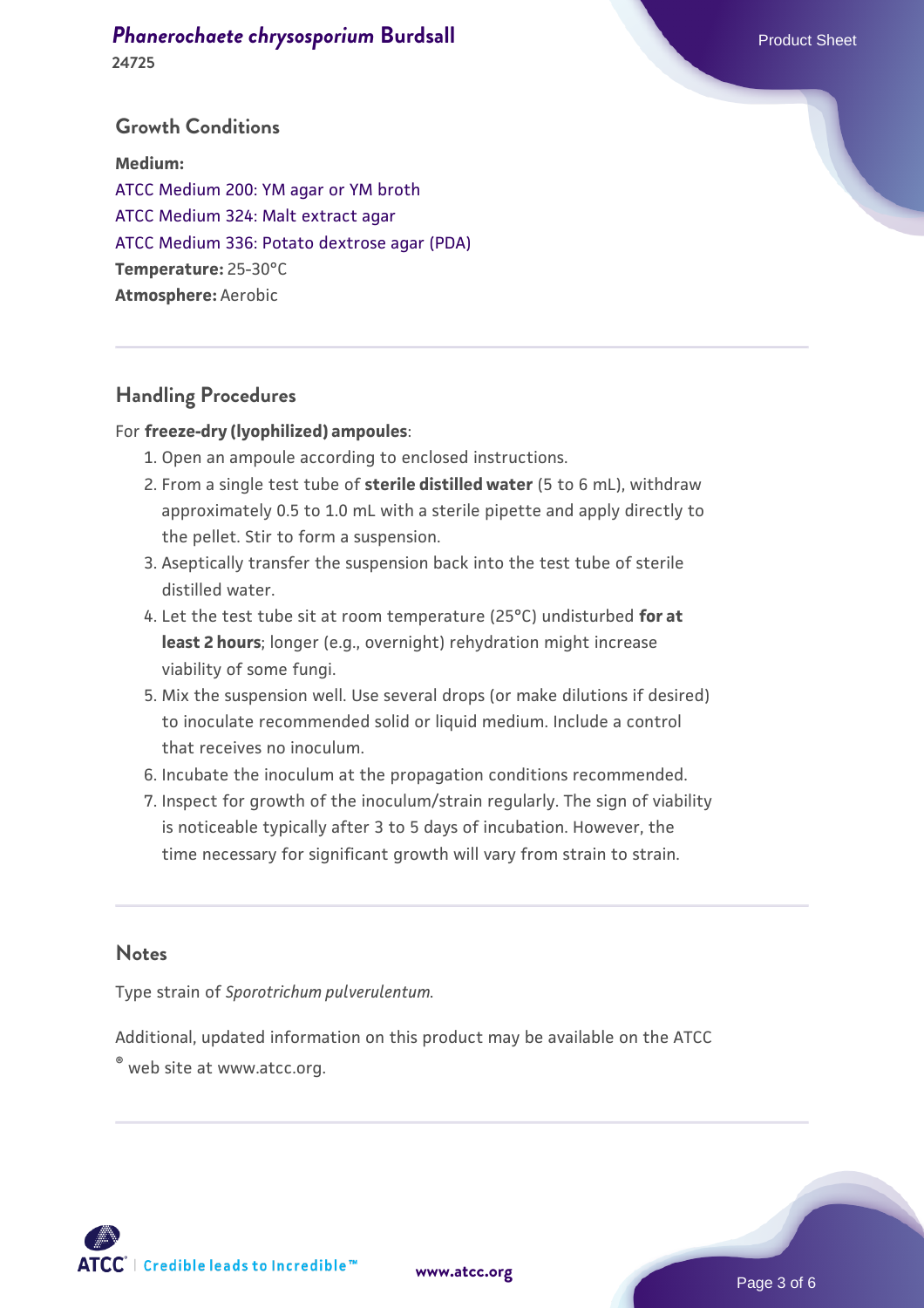## Growth Conditions

**Medium:**
ATCC Medium 200: YM agar or YM broth
ATCC Medium 324: Malt extract agar
ATCC Medium 336: Potato dextrose agar (PDA)
**Temperature:** 25-30°C
**Atmosphere:** Aerobic

## Handling Procedures

For **freeze-dry (lyophilized) ampoules**:

1. Open an ampoule according to enclosed instructions.
2. From a single test tube of **sterile distilled water** (5 to 6 mL), withdraw approximately 0.5 to 1.0 mL with a sterile pipette and apply directly to the pellet. Stir to form a suspension.
3. Aseptically transfer the suspension back into the test tube of sterile distilled water.
4. Let the test tube sit at room temperature (25°C) undisturbed **for at least 2 hours**; longer (e.g., overnight) rehydration might increase viability of some fungi.
5. Mix the suspension well. Use several drops (or make dilutions if desired) to inoculate recommended solid or liquid medium. Include a control that receives no inoculum.
6. Incubate the inoculum at the propagation conditions recommended.
7. Inspect for growth of the inoculum/strain regularly. The sign of viability is noticeable typically after 3 to 5 days of incubation. However, the time necessary for significant growth will vary from strain to strain.

## Notes

Type strain of *Sporotrichum pulverulentum*.

Additional, updated information on this product may be available on the ATCC® web site at www.atcc.org.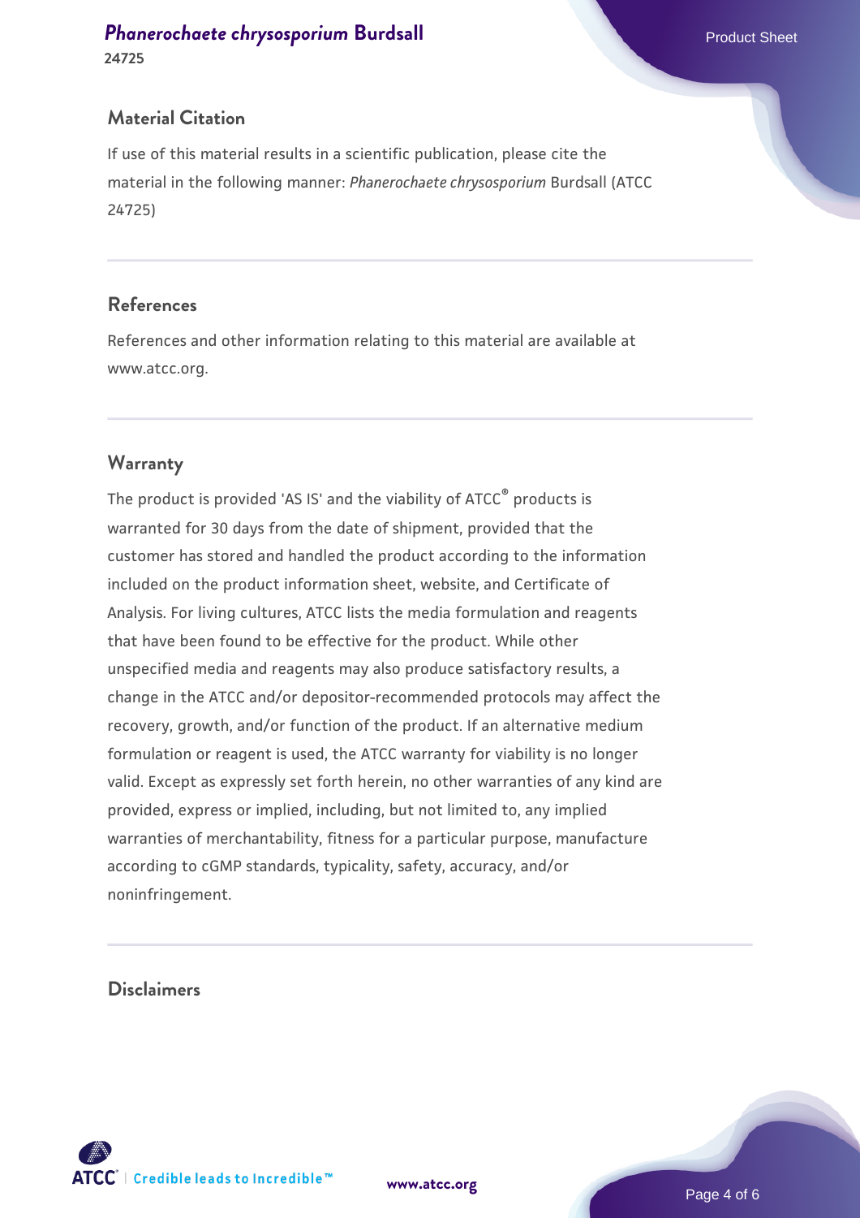## Material Citation

If use of this material results in a scientific publication, please cite the material in the following manner: *Phanerochaete chrysosporium* Burdsall (ATCC 24725)

## References

References and other information relating to this material are available at www.atcc.org.

## Warranty

The product is provided 'AS IS' and the viability of ATCC® products is warranted for 30 days from the date of shipment, provided that the customer has stored and handled the product according to the information included on the product information sheet, website, and Certificate of Analysis. For living cultures, ATCC lists the media formulation and reagents that have been found to be effective for the product. While other unspecified media and reagents may also produce satisfactory results, a change in the ATCC and/or depositor-recommended protocols may affect the recovery, growth, and/or function of the product. If an alternative medium formulation or reagent is used, the ATCC warranty for viability is no longer valid. Except as expressly set forth herein, no other warranties of any kind are provided, express or implied, including, but not limited to, any implied warranties of merchantability, fitness for a particular purpose, manufacture according to cGMP standards, typicality, safety, accuracy, and/or noninfringement.

## Disclaimers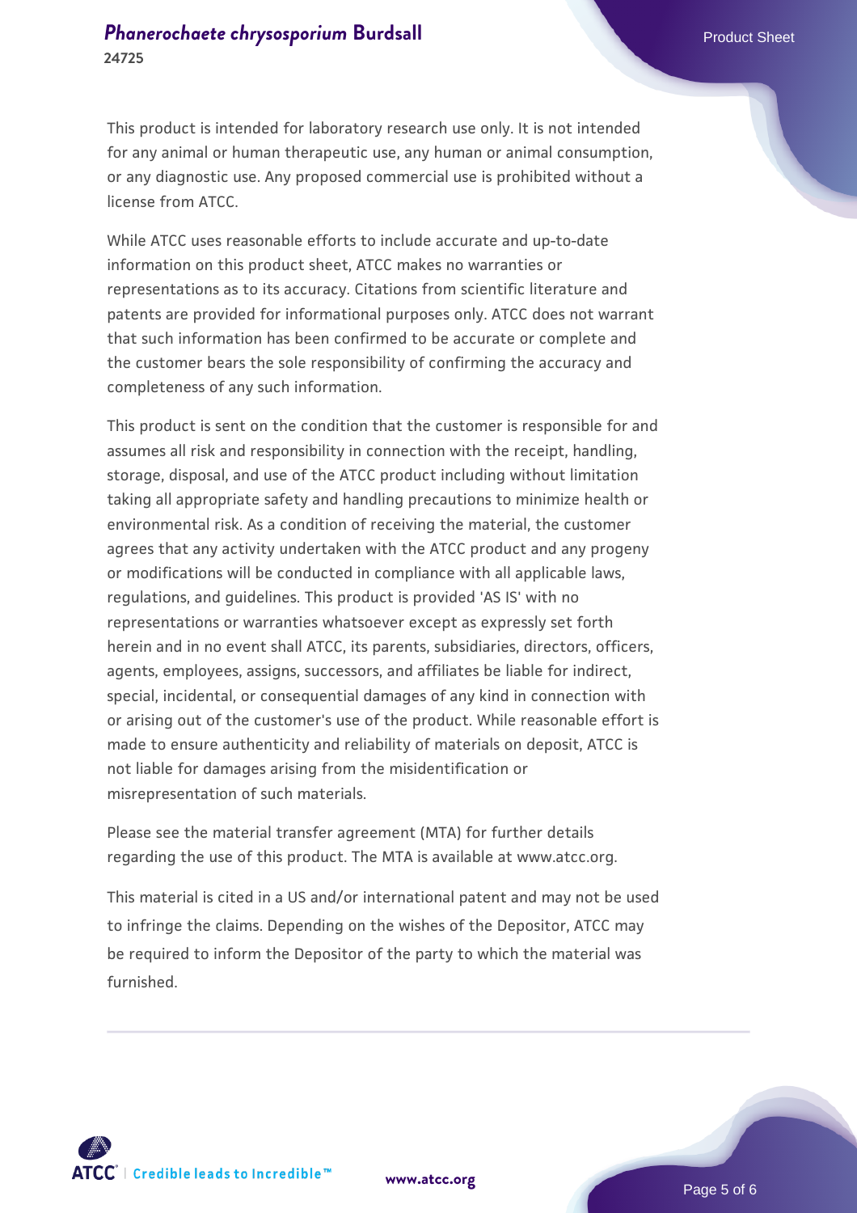This product is intended for laboratory research use only. It is not intended for any animal or human therapeutic use, any human or animal consumption, or any diagnostic use. Any proposed commercial use is prohibited without a license from ATCC.

While ATCC uses reasonable efforts to include accurate and up-to-date information on this product sheet, ATCC makes no warranties or representations as to its accuracy. Citations from scientific literature and patents are provided for informational purposes only. ATCC does not warrant that such information has been confirmed to be accurate or complete and the customer bears the sole responsibility of confirming the accuracy and completeness of any such information.

This product is sent on the condition that the customer is responsible for and assumes all risk and responsibility in connection with the receipt, handling, storage, disposal, and use of the ATCC product including without limitation taking all appropriate safety and handling precautions to minimize health or environmental risk. As a condition of receiving the material, the customer agrees that any activity undertaken with the ATCC product and any progeny or modifications will be conducted in compliance with all applicable laws, regulations, and guidelines. This product is provided 'AS IS' with no representations or warranties whatsoever except as expressly set forth herein and in no event shall ATCC, its parents, subsidiaries, directors, officers, agents, employees, assigns, successors, and affiliates be liable for indirect, special, incidental, or consequential damages of any kind in connection with or arising out of the customer's use of the product. While reasonable effort is made to ensure authenticity and reliability of materials on deposit, ATCC is not liable for damages arising from the misidentification or misrepresentation of such materials.

Please see the material transfer agreement (MTA) for further details regarding the use of this product. The MTA is available at www.atcc.org.

This material is cited in a US and/or international patent and may not be used to infringe the claims. Depending on the wishes of the Depositor, ATCC may be required to inform the Depositor of the party to which the material was furnished.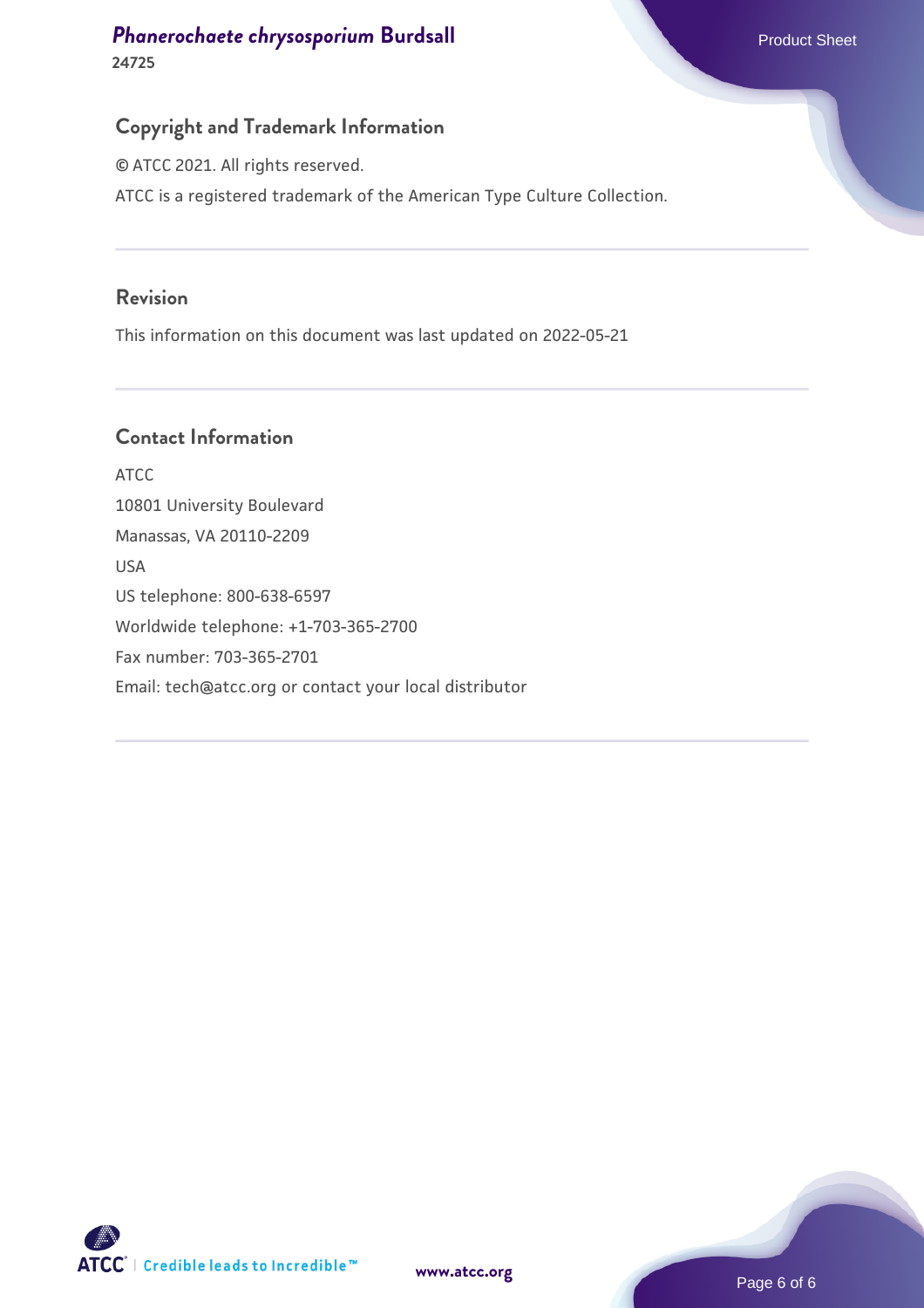## Copyright and Trademark Information

© ATCC 2021. All rights reserved.

ATCC is a registered trademark of the American Type Culture Collection.

## Revision

This information on this document was last updated on 2022-05-21

## Contact Information

ATCC
10801 University Boulevard
Manassas, VA 20110-2209
USA
US telephone: 800-638-6597
Worldwide telephone: +1-703-365-2700
Fax number: 703-365-2701
Email: tech@atcc.org or contact your local distributor